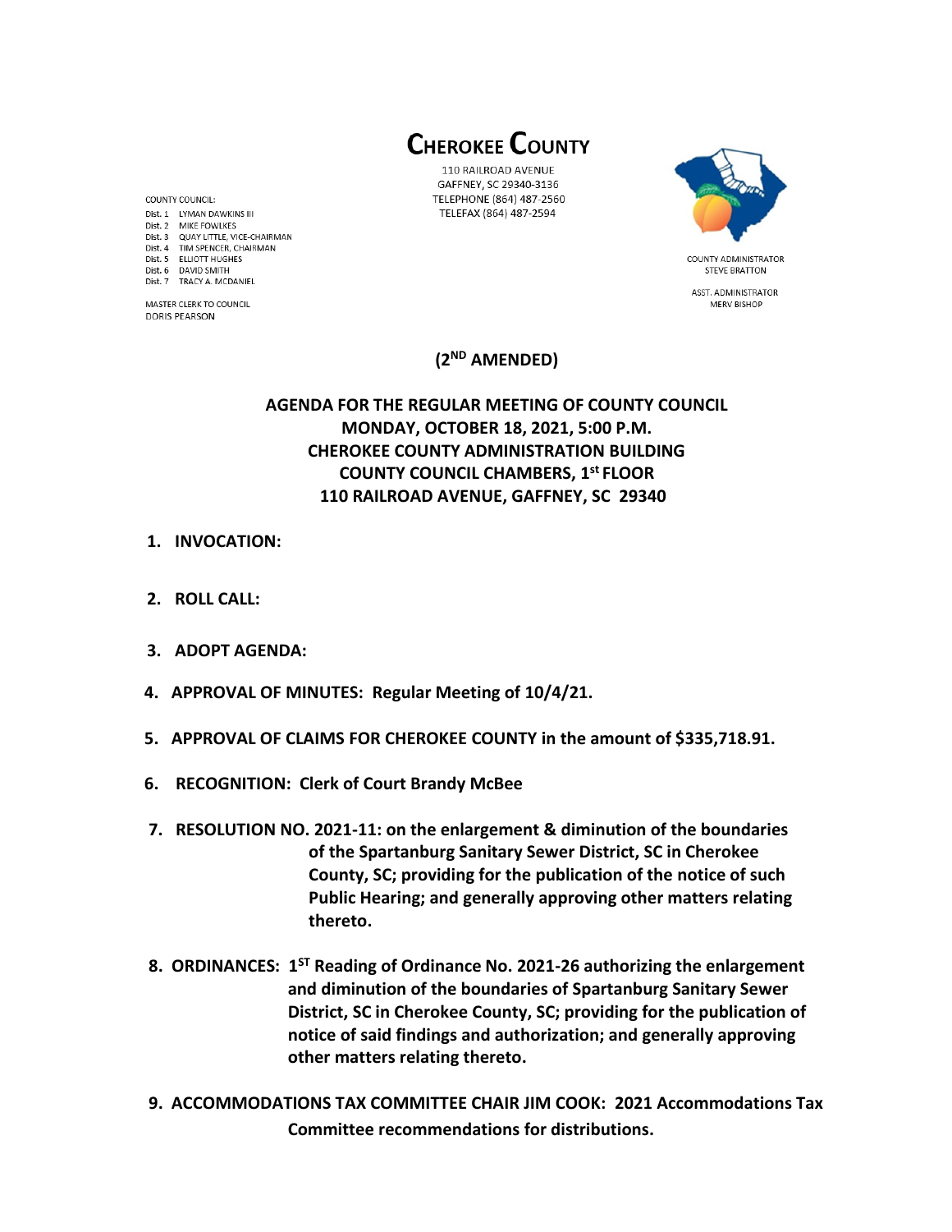# CHEROKEE COUNTY

110 RAILROAD AVENUE
GAFFNEY, SC 29340-3136
TELEPHONE (864) 487-2560
TELEFAX (864) 487-2594

COUNTY COUNCIL:
Dist. 1 LYMAN DAWKINS III
Dist. 2 MIKE FOWLKES
Dist. 3 QUAY LITTLE, VICE-CHAIRMAN
Dist. 4 TIM SPENCER, CHAIRMAN
Dist. 5 ELLIOTT HUGHES
Dist. 6 DAVID SMITH
Dist. 7 TRACY A. MCDANIEL

MASTER CLERK TO COUNCIL
DORIS PEARSON

COUNTY ADMINISTRATOR
STEVE BRATTON

ASST. ADMINISTRATOR
MERV BISHOP

**(2ND AMENDED)**

**AGENDA FOR THE REGULAR MEETING OF COUNTY COUNCIL**
**MONDAY, OCTOBER 18, 2021, 5:00 P.M.**
**CHEROKEE COUNTY ADMINISTRATION BUILDING**
**COUNTY COUNCIL CHAMBERS, 1st FLOOR**
**110 RAILROAD AVENUE, GAFFNEY, SC 29340**

1. **INVOCATION:**
2. **ROLL CALL:**
3. **ADOPT AGENDA:**
4. **APPROVAL OF MINUTES: Regular Meeting of 10/4/21.**
5. **APPROVAL OF CLAIMS FOR CHEROKEE COUNTY in the amount of $335,718.91.**
6. **RECOGNITION: Clerk of Court Brandy McBee**
7. **RESOLUTION NO. 2021-11: on the enlargement & diminution of the boundaries of the Spartanburg Sanitary Sewer District, SC in Cherokee County, SC; providing for the publication of the notice of such Public Hearing; and generally approving other matters relating thereto.**
8. **ORDINANCES: 1ST Reading of Ordinance No. 2021-26 authorizing the enlargement and diminution of the boundaries of Spartanburg Sanitary Sewer District, SC in Cherokee County, SC; providing for the publication of notice of said findings and authorization; and generally approving other matters relating thereto.**
9. **ACCOMMODATIONS TAX COMMITTEE CHAIR JIM COOK: 2021 Accommodations Tax Committee recommendations for distributions.**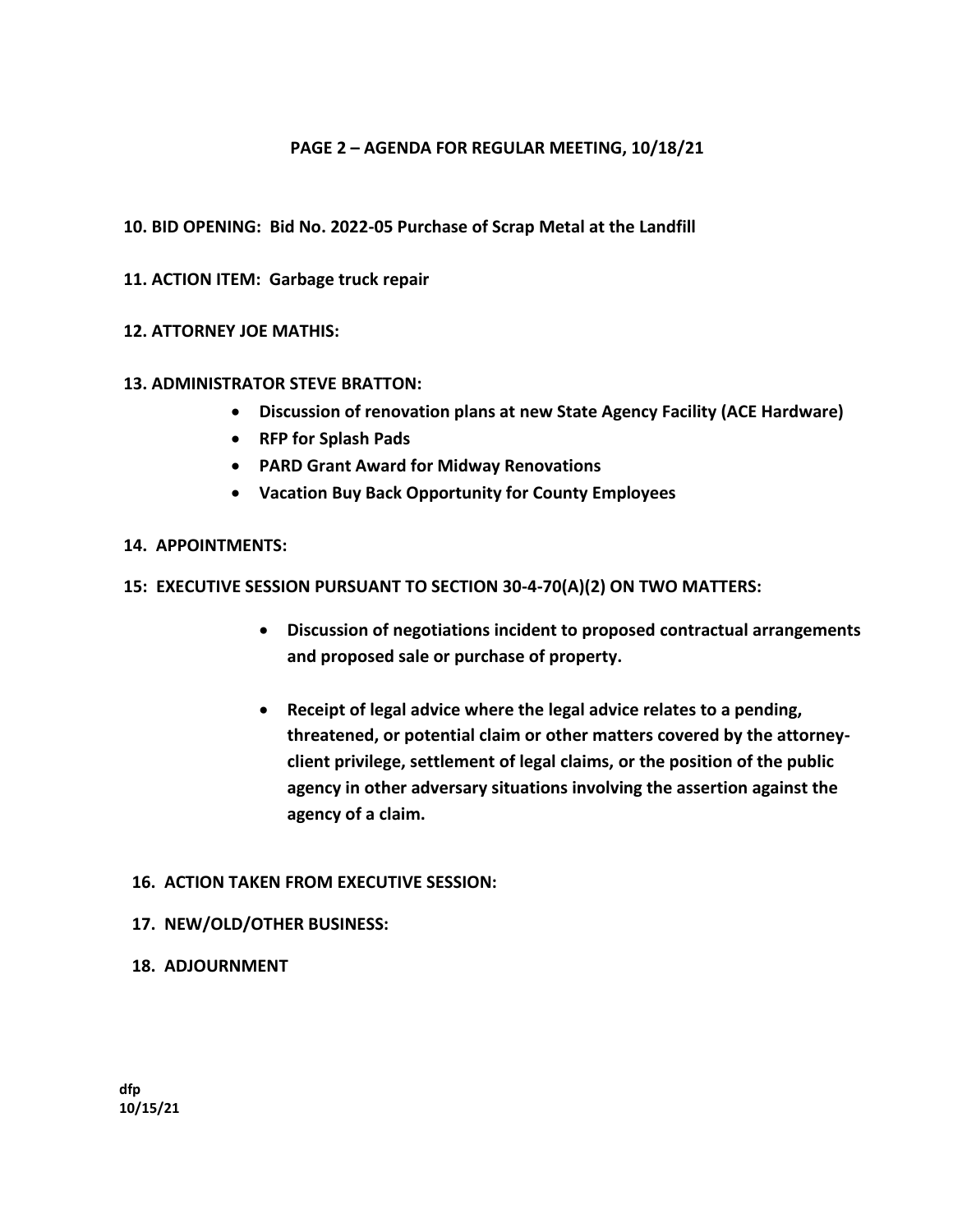**PAGE 2 – AGENDA FOR REGULAR MEETING, 10/18/21**

**10. BID OPENING: Bid No. 2022-05 Purchase of Scrap Metal at the Landfill**

**11. ACTION ITEM: Garbage truck repair**

**12. ATTORNEY JOE MATHIS:**

**13. ADMINISTRATOR STEVE BRATTON:**

- **Discussion of renovation plans at new State Agency Facility (ACE Hardware)**
- **RFP for Splash Pads**
- **PARD Grant Award for Midway Renovations**
- **Vacation Buy Back Opportunity for County Employees**

**14. APPOINTMENTS:**

**15: EXECUTIVE SESSION PURSUANT TO SECTION 30-4-70(A)(2) ON TWO MATTERS:**

- **Discussion of negotiations incident to proposed contractual arrangements and proposed sale or purchase of property.**
- **Receipt of legal advice where the legal advice relates to a pending, threatened, or potential claim or other matters covered by the attorney-client privilege, settlement of legal claims, or the position of the public agency in other adversary situations involving the assertion against the agency of a claim.**

**16. ACTION TAKEN FROM EXECUTIVE SESSION:**

**17. NEW/OLD/OTHER BUSINESS:**

**18. ADJOURNMENT**

**dfp**
**10/15/21**